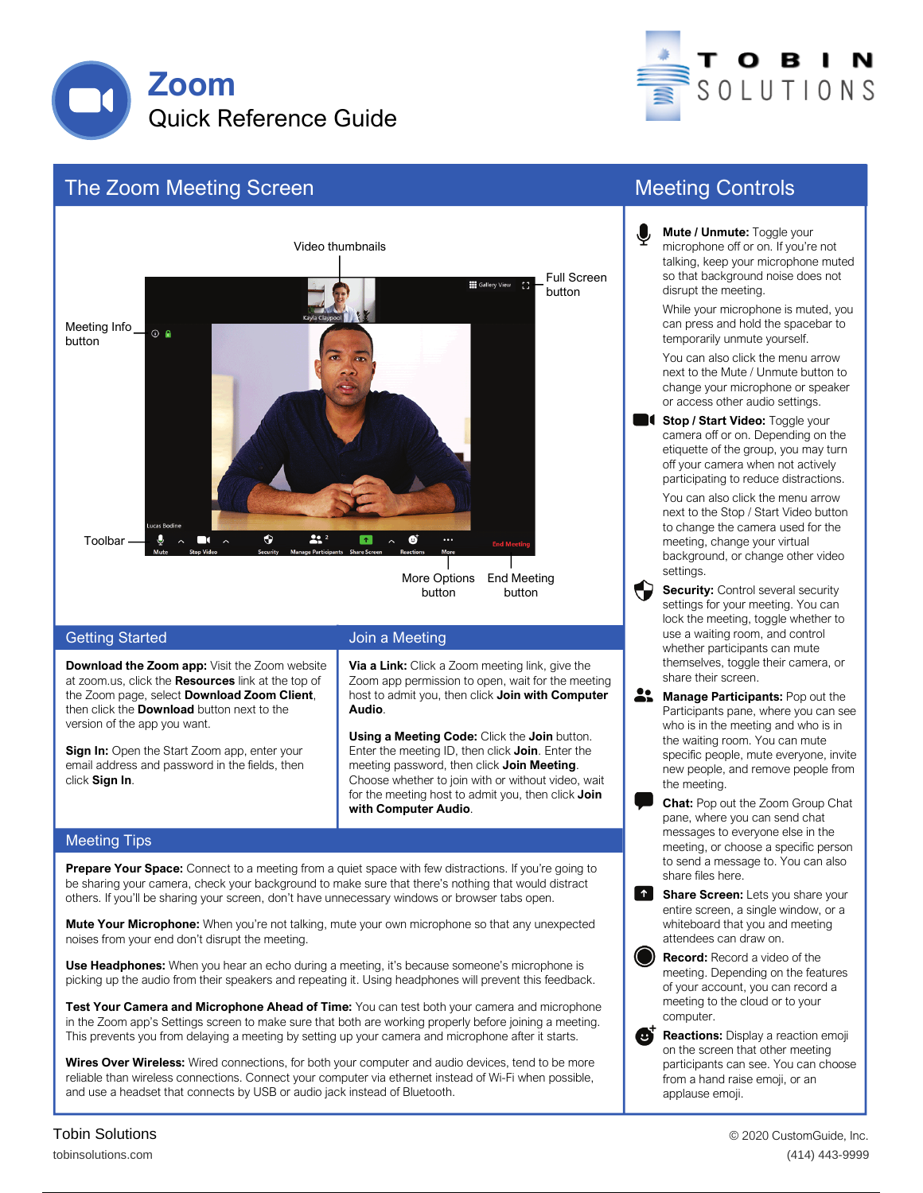# Zoom

Quick Reference Guide

TOBIN SOLUTIONS

## The Zoom Meeting Screen

Video thumbnails

Full Screen button

Meeting Info button

Toolbar

More Options button

End Meeting button

## Getting Started

**Download the Zoom app:** Visit the Zoom website at zoom.us, click the **Resources** link at the top of the Zoom page, select **Download Zoom Client**, then click the **Download** button next to the version of the app you want.

**Sign In:** Open the Start Zoom app, enter your email address and password in the fields, then click **Sign In**.

## Join a Meeting

**Via a Link:** Click a Zoom meeting link, give the Zoom app permission to open, wait for the meeting host to admit you, then click **Join with Computer Audio**.

**Using a Meeting Code:** Click the **Join** button. Enter the meeting ID, then click **Join**. Enter the meeting password, then click **Join Meeting**. Choose whether to join with or without video, wait for the meeting host to admit you, then click **Join with Computer Audio**.

## Meeting Tips

**Prepare Your Space:** Connect to a meeting from a quiet space with few distractions. If you're going to be sharing your camera, check your background to make sure that there's nothing that would distract others. If you'll be sharing your screen, don't have unnecessary windows or browser tabs open.

**Mute Your Microphone:** When you're not talking, mute your own microphone so that any unexpected noises from your end don't disrupt the meeting.

**Use Headphones:** When you hear an echo during a meeting, it's because someone's microphone is picking up the audio from their speakers and repeating it. Using headphones will prevent this feedback.

**Test Your Camera and Microphone Ahead of Time:** You can test both your camera and microphone in the Zoom app's Settings screen to make sure that both are working properly before joining a meeting. This prevents you from delaying a meeting by setting up your camera and microphone after it starts.

**Wires Over Wireless:** Wired connections, for both your computer and audio devices, tend to be more reliable than wireless connections. Connect your computer via ethernet instead of Wi-Fi when possible, and use a headset that connects by USB or audio jack instead of Bluetooth.

## Meeting Controls

**Mute / Unmute:** Toggle your microphone off or on. If you're not talking, keep your microphone muted so that background noise does not disrupt the meeting.

While your microphone is muted, you can press and hold the spacebar to temporarily unmute yourself.

You can also click the menu arrow next to the Mute / Unmute button to change your microphone or speaker or access other audio settings.

**Stop / Start Video:** Toggle your camera off or on. Depending on the etiquette of the group, you may turn off your camera when not actively participating to reduce distractions.

You can also click the menu arrow next to the Stop / Start Video button to change the camera used for the meeting, change your virtual background, or change other video settings.

**Security:** Control several security settings for your meeting. You can lock the meeting, toggle whether to use a waiting room, and control whether participants can mute themselves, toggle their camera, or share their screen.

**Manage Participants:** Pop out the Participants pane, where you can see who is in the meeting and who is in the waiting room. You can mute specific people, mute everyone, invite new people, and remove people from the meeting.

**Chat:** Pop out the Zoom Group Chat pane, where you can send chat messages to everyone else in the meeting, or choose a specific person to send a message to. You can also share files here.

**Share Screen:** Lets you share your entire screen, a single window, or a whiteboard that you and meeting attendees can draw on.

**Record:** Record a video of the meeting. Depending on the features of your account, you can record a meeting to the cloud or to your computer.

**Reactions:** Display a reaction emoji on the screen that other meeting participants can see. You can choose from a hand raise emoji, or an applause emoji.

Tobin Solutions

tobinsolutions.com

© 2020 CustomGuide, Inc.

(414) 443-9999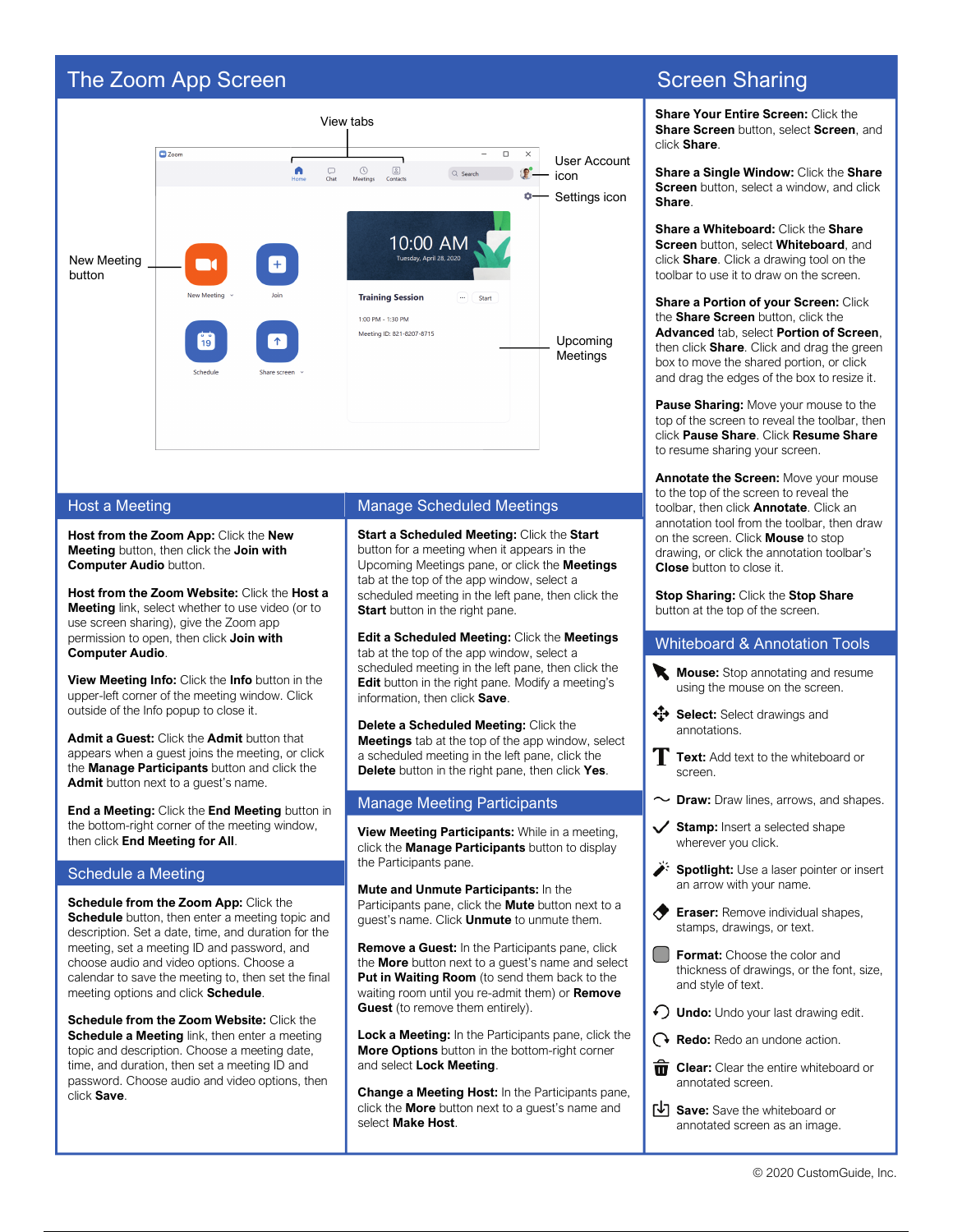## The Zoom App Screen

View tabs

User Account icon

Settings icon

New Meeting button

Upcoming Meetings

## Host a Meeting

**Host from the Zoom App:** Click the **New Meeting** button, then click the **Join with Computer Audio** button.

**Host from the Zoom Website:** Click the **Host a Meeting** link, select whether to use video (or to use screen sharing), give the Zoom app permission to open, then click **Join with Computer Audio**.

**View Meeting Info:** Click the **Info** button in the upper-left corner of the meeting window. Click outside of the Info popup to close it.

**Admit a Guest:** Click the **Admit** button that appears when a guest joins the meeting, or click the **Manage Participants** button and click the **Admit** button next to a guest's name.

**End a Meeting:** Click the **End Meeting** button in the bottom-right corner of the meeting window, then click **End Meeting for All**.

## Schedule a Meeting

**Schedule from the Zoom App:** Click the **Schedule** button, then enter a meeting topic and description. Set a date, time, and duration for the meeting, set a meeting ID and password, and choose audio and video options. Choose a calendar to save the meeting to, then set the final meeting options and click **Schedule**.

**Schedule from the Zoom Website:** Click the **Schedule a Meeting** link, then enter a meeting topic and description. Choose a meeting date, time, and duration, then set a meeting ID and password. Choose audio and video options, then click **Save**.

## Manage Scheduled Meetings

**Start a Scheduled Meeting:** Click the **Start** button for a meeting when it appears in the Upcoming Meetings pane, or click the **Meetings** tab at the top of the app window, select a scheduled meeting in the left pane, then click the **Start** button in the right pane.

**Edit a Scheduled Meeting:** Click the **Meetings** tab at the top of the app window, select a scheduled meeting in the left pane, then click the **Edit** button in the right pane. Modify a meeting's information, then click **Save**.

**Delete a Scheduled Meeting:** Click the **Meetings** tab at the top of the app window, select a scheduled meeting in the left pane, click the **Delete** button in the right pane, then click **Yes**.

## Manage Meeting Participants

**View Meeting Participants:** While in a meeting, click the **Manage Participants** button to display the Participants pane.

**Mute and Unmute Participants:** In the Participants pane, click the **Mute** button next to a guest's name. Click **Unmute** to unmute them.

**Remove a Guest:** In the Participants pane, click the **More** button next to a guest's name and select **Put in Waiting Room** (to send them back to the waiting room until you re-admit them) or **Remove Guest** (to remove them entirely).

**Lock a Meeting:** In the Participants pane, click the **More Options** button in the bottom-right corner and select **Lock Meeting**.

**Change a Meeting Host:** In the Participants pane, click the **More** button next to a guest's name and select **Make Host**.

## Screen Sharing

**Share Your Entire Screen:** Click the **Share Screen** button, select **Screen**, and click **Share**.

**Share a Single Window:** Click the **Share Screen** button, select a window, and click **Share**.

**Share a Whiteboard:** Click the **Share Screen** button, select **Whiteboard**, and click **Share**. Click a drawing tool on the toolbar to use it to draw on the screen.

**Share a Portion of your Screen:** Click the **Share Screen** button, click the **Advanced** tab, select **Portion of Screen**, then click **Share**. Click and drag the green box to move the shared portion, or click and drag the edges of the box to resize it.

**Pause Sharing:** Move your mouse to the top of the screen to reveal the toolbar, then click **Pause Share**. Click **Resume Share** to resume sharing your screen.

**Annotate the Screen:** Move your mouse to the top of the screen to reveal the toolbar, then click **Annotate**. Click an annotation tool from the toolbar, then draw on the screen. Click **Mouse** to stop drawing, or click the annotation toolbar's **Close** button to close it.

**Stop Sharing:** Click the **Stop Share** button at the top of the screen.

## Whiteboard & Annotation Tools

**Mouse:** Stop annotating and resume using the mouse on the screen.

**Select:** Select drawings and annotations.

**Text:** Add text to the whiteboard or screen.

**Draw:** Draw lines, arrows, and shapes.

**Stamp:** Insert a selected shape wherever you click.

**Spotlight:** Use a laser pointer or insert an arrow with your name.

**Eraser:** Remove individual shapes, stamps, drawings, or text.

**Format:** Choose the color and thickness of drawings, or the font, size, and style of text.

**Undo:** Undo your last drawing edit.

**Redo:** Redo an undone action.

**Clear:** Clear the entire whiteboard or annotated screen.

**Save:** Save the whiteboard or annotated screen as an image.

© 2020 CustomGuide, Inc.